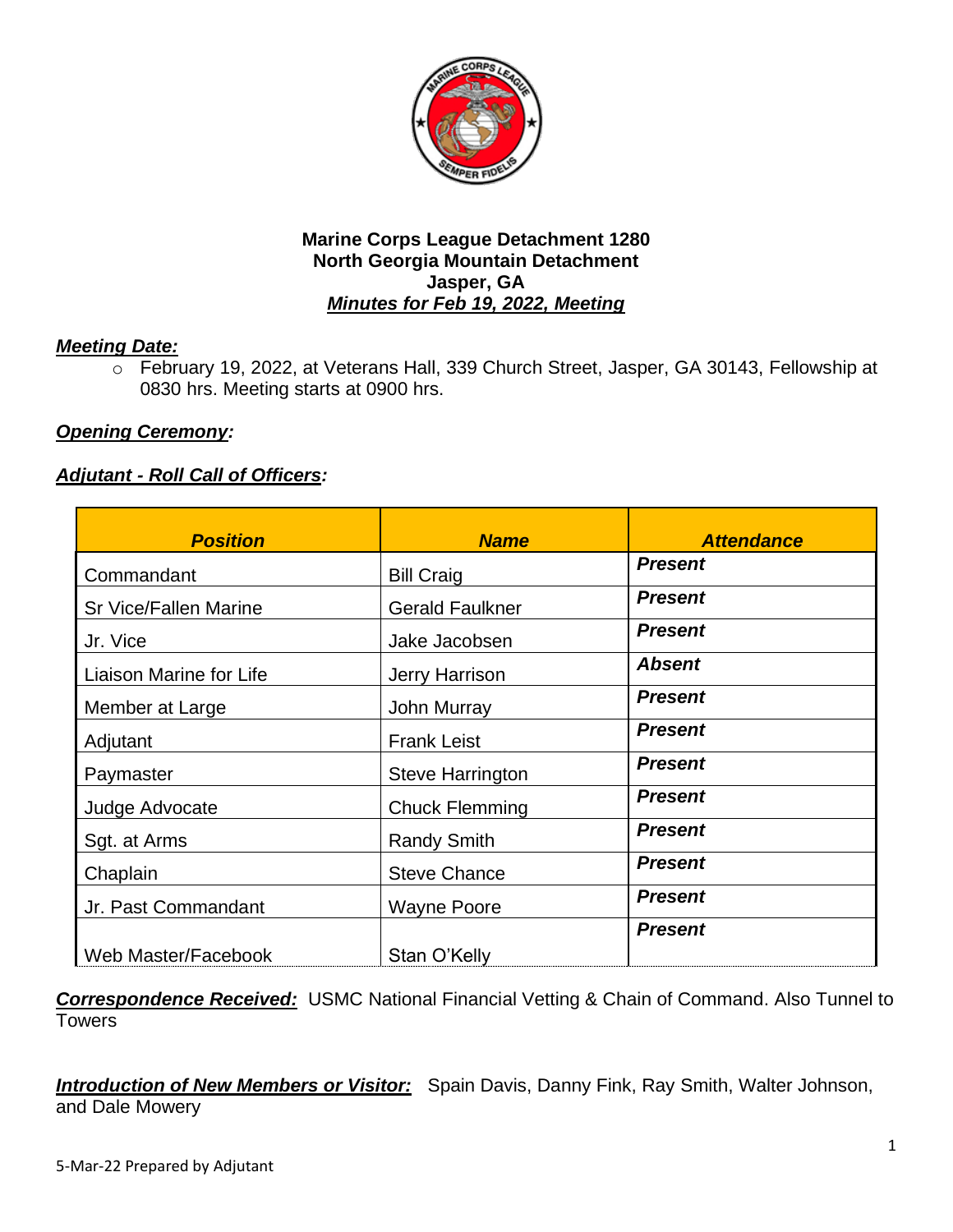**Marine Corps League Detachment 1280**
**North Georgia Mountain Detachment**
**Jasper, GA**
***Minutes for Feb 19, 2022, Meeting***

***Meeting Date:***

- February 19, 2022, at Veterans Hall, 339 Church Street, Jasper, GA 30143, Fellowship at 0830 hrs. Meeting starts at 0900 hrs.

***Opening Ceremony:***

***Adjutant - Roll Call of Officers:***

| ***Position*** | ***Name*** | ***Attendance*** |
|---|---|---|
| Commandant | Bill Craig | ***Present*** |
| Sr Vice/Fallen Marine | Gerald Faulkner | ***Present*** |
| Jr. Vice | Jake Jacobsen | ***Present*** |
| Liaison Marine for Life | Jerry Harrison | ***Absent*** |
| Member at Large | John Murray | ***Present*** |
| Adjutant | Frank Leist | ***Present*** |
| Paymaster | Steve Harrington | ***Present*** |
| Judge Advocate | Chuck Flemming | ***Present*** |
| Sgt. at Arms | Randy Smith | ***Present*** |
| Chaplain | Steve Chance | ***Present*** |
| Jr. Past Commandant | Wayne Poore | ***Present*** |
| Web Master/Facebook | Stan O'Kelly | ***Present*** |

***Correspondence Received:*** USMC National Financial Vetting & Chain of Command. Also Tunnel to Towers

***Introduction of New Members or Visitor:*** Spain Davis, Danny Fink, Ray Smith, Walter Johnson, and Dale Mowery

5-Mar-22 Prepared by Adjutant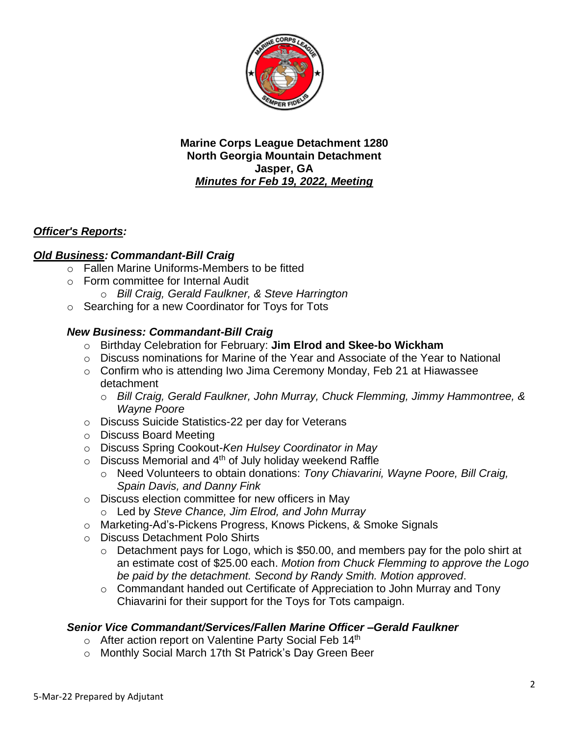**Marine Corps League Detachment 1280**
**North Georgia Mountain Detachment**
**Jasper, GA**
***Minutes for Feb 19, 2022, Meeting***

***Officer's Reports:***

***Old Business: Commandant-Bill Craig***

- Fallen Marine Uniforms-Members to be fitted
- Form committee for Internal Audit
  - *Bill Craig, Gerald Faulkner, & Steve Harrington*
- Searching for a new Coordinator for Toys for Tots

***New Business: Commandant-Bill Craig***

- Birthday Celebration for February: **Jim Elrod and Skee-bo Wickham**
- Discuss nominations for Marine of the Year and Associate of the Year to National
- Confirm who is attending Iwo Jima Ceremony Monday, Feb 21 at Hiawassee detachment
  - *Bill Craig, Gerald Faulkner, John Murray, Chuck Flemming, Jimmy Hammontree, & Wayne Poore*
- Discuss Suicide Statistics-22 per day for Veterans
- Discuss Board Meeting
- Discuss Spring Cookout-*Ken Hulsey Coordinator in May*
- Discuss Memorial and 4th of July holiday weekend Raffle
  - Need Volunteers to obtain donations: *Tony Chiavarini, Wayne Poore, Bill Craig, Spain Davis, and Danny Fink*
- Discuss election committee for new officers in May
  - Led by *Steve Chance, Jim Elrod, and John Murray*
- Marketing-Ad's-Pickens Progress, Knows Pickens, & Smoke Signals
- Discuss Detachment Polo Shirts
  - Detachment pays for Logo, which is $50.00, and members pay for the polo shirt at an estimate cost of $25.00 each. *Motion from Chuck Flemming to approve the Logo be paid by the detachment. Second by Randy Smith. Motion approved*.
  - Commandant handed out Certificate of Appreciation to John Murray and Tony Chiavarini for their support for the Toys for Tots campaign.

***Senior Vice Commandant/Services/Fallen Marine Officer –Gerald Faulkner***

- After action report on Valentine Party Social Feb 14th
- Monthly Social March 17th St Patrick's Day Green Beer

5-Mar-22 Prepared by Adjutant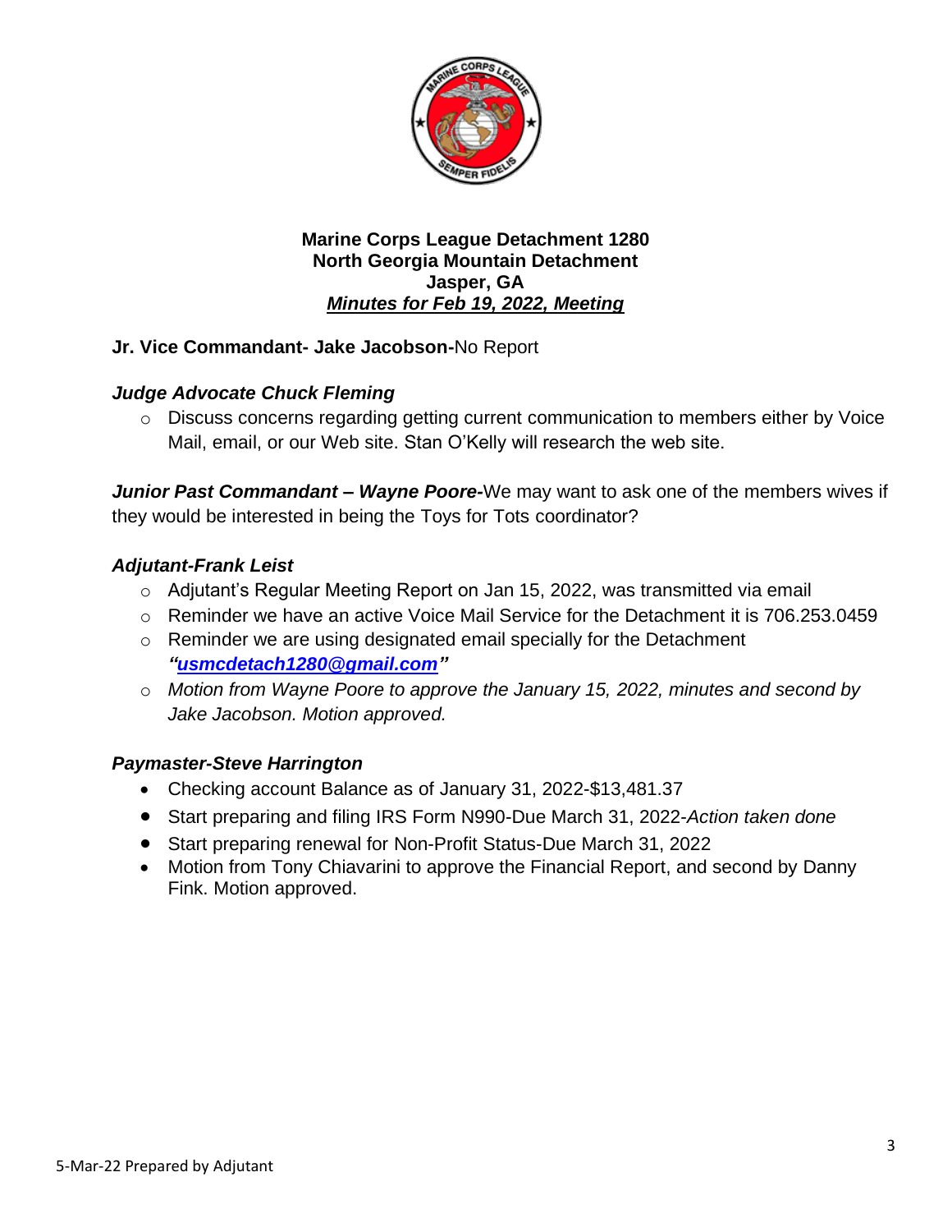**Marine Corps League Detachment 1280**
**North Georgia Mountain Detachment**
**Jasper, GA**
***Minutes for Feb 19, 2022, Meeting***

**Jr. Vice Commandant- Jake Jacobson-**No Report

***Judge Advocate Chuck Fleming***

- Discuss concerns regarding getting current communication to members either by Voice Mail, email, or our Web site. Stan O'Kelly will research the web site.

***Junior Past Commandant – Wayne Poore-***We may want to ask one of the members wives if they would be interested in being the Toys for Tots coordinator?

***Adjutant-Frank Leist***

- Adjutant's Regular Meeting Report on Jan 15, 2022, was transmitted via email
- Reminder we have an active Voice Mail Service for the Detachment it is 706.253.0459
- Reminder we are using designated email specially for the Detachment ***"usmcdetach1280@gmail.com"***
- *Motion from Wayne Poore to approve the January 15, 2022, minutes and second by Jake Jacobson. Motion approved.*

***Paymaster-Steve Harrington***

- Checking account Balance as of January 31, 2022-$13,481.37
- Start preparing and filing IRS Form N990-Due March 31, 2022-*Action taken done*
- Start preparing renewal for Non-Profit Status-Due March 31, 2022
- Motion from Tony Chiavarini to approve the Financial Report, and second by Danny Fink. Motion approved.

5-Mar-22 Prepared by Adjutant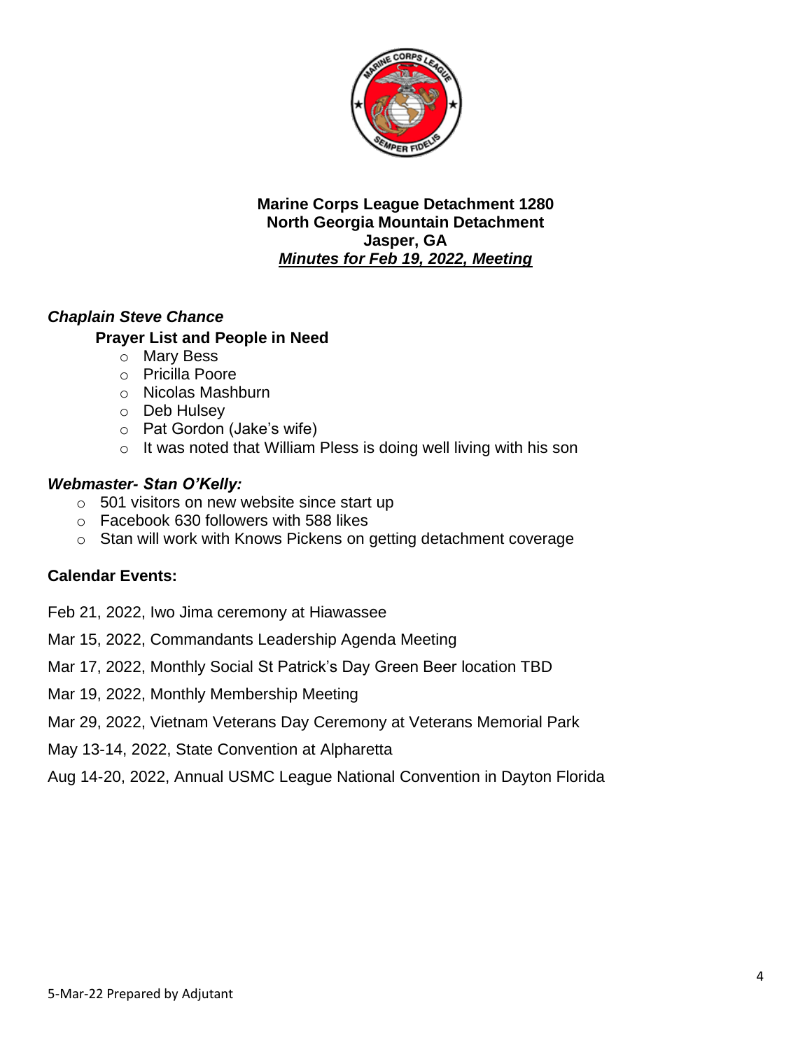**Marine Corps League Detachment 1280**
**North Georgia Mountain Detachment**
**Jasper, GA**
***Minutes for Feb 19, 2022, Meeting***

***Chaplain Steve Chance***

**Prayer List and People in Need**

- Mary Bess
- Pricilla Poore
- Nicolas Mashburn
- Deb Hulsey
- Pat Gordon (Jake's wife)
- It was noted that William Pless is doing well living with his son

***Webmaster- Stan O'Kelly:***

- 501 visitors on new website since start up
- Facebook 630 followers with 588 likes
- Stan will work with Knows Pickens on getting detachment coverage

**Calendar Events:**

Feb 21, 2022, Iwo Jima ceremony at Hiawassee

Mar 15, 2022, Commandants Leadership Agenda Meeting

Mar 17, 2022, Monthly Social St Patrick's Day Green Beer location TBD

Mar 19, 2022, Monthly Membership Meeting

Mar 29, 2022, Vietnam Veterans Day Ceremony at Veterans Memorial Park

May 13-14, 2022, State Convention at Alpharetta

Aug 14-20, 2022, Annual USMC League National Convention in Dayton Florida

5-Mar-22 Prepared by Adjutant